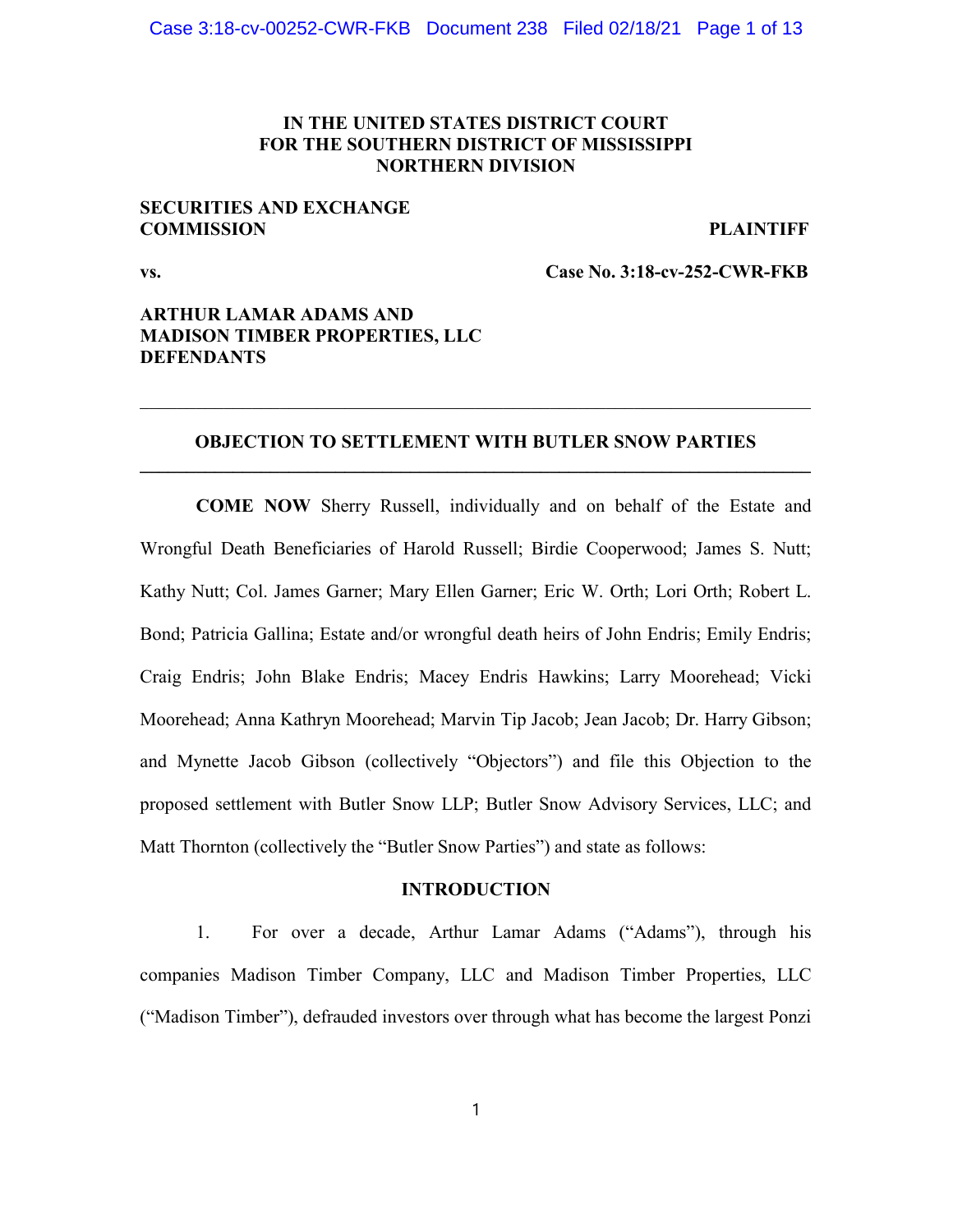**IN THE UNITED STATES DISTRICT COURT**
**FOR THE SOUTHERN DISTRICT OF MISSISSIPPI**
**NORTHERN DIVISION**

**SECURITIES AND EXCHANGE COMMISSION** — **PLAINTIFF**

**vs.** — **Case No. 3:18-cv-252-CWR-FKB**

**ARTHUR LAMAR ADAMS AND MADISON TIMBER PROPERTIES, LLC**
**DEFENDANTS**

---

## OBJECTION TO SETTLEMENT WITH BUTLER SNOW PARTIES

---

**COME NOW** Sherry Russell, individually and on behalf of the Estate and Wrongful Death Beneficiaries of Harold Russell; Birdie Cooperwood; James S. Nutt; Kathy Nutt; Col. James Garner; Mary Ellen Garner; Eric W. Orth; Lori Orth; Robert L. Bond; Patricia Gallina; Estate and/or wrongful death heirs of John Endris; Emily Endris; Craig Endris; John Blake Endris; Macey Endris Hawkins; Larry Moorehead; Vicki Moorehead; Anna Kathryn Moorehead; Marvin Tip Jacob; Jean Jacob; Dr. Harry Gibson; and Mynette Jacob Gibson (collectively "Objectors") and file this Objection to the proposed settlement with Butler Snow LLP; Butler Snow Advisory Services, LLC; and Matt Thornton (collectively the "Butler Snow Parties") and state as follows:

### INTRODUCTION

1. For over a decade, Arthur Lamar Adams ("Adams"), through his companies Madison Timber Company, LLC and Madison Timber Properties, LLC ("Madison Timber"), defrauded investors over through what has become the largest Ponzi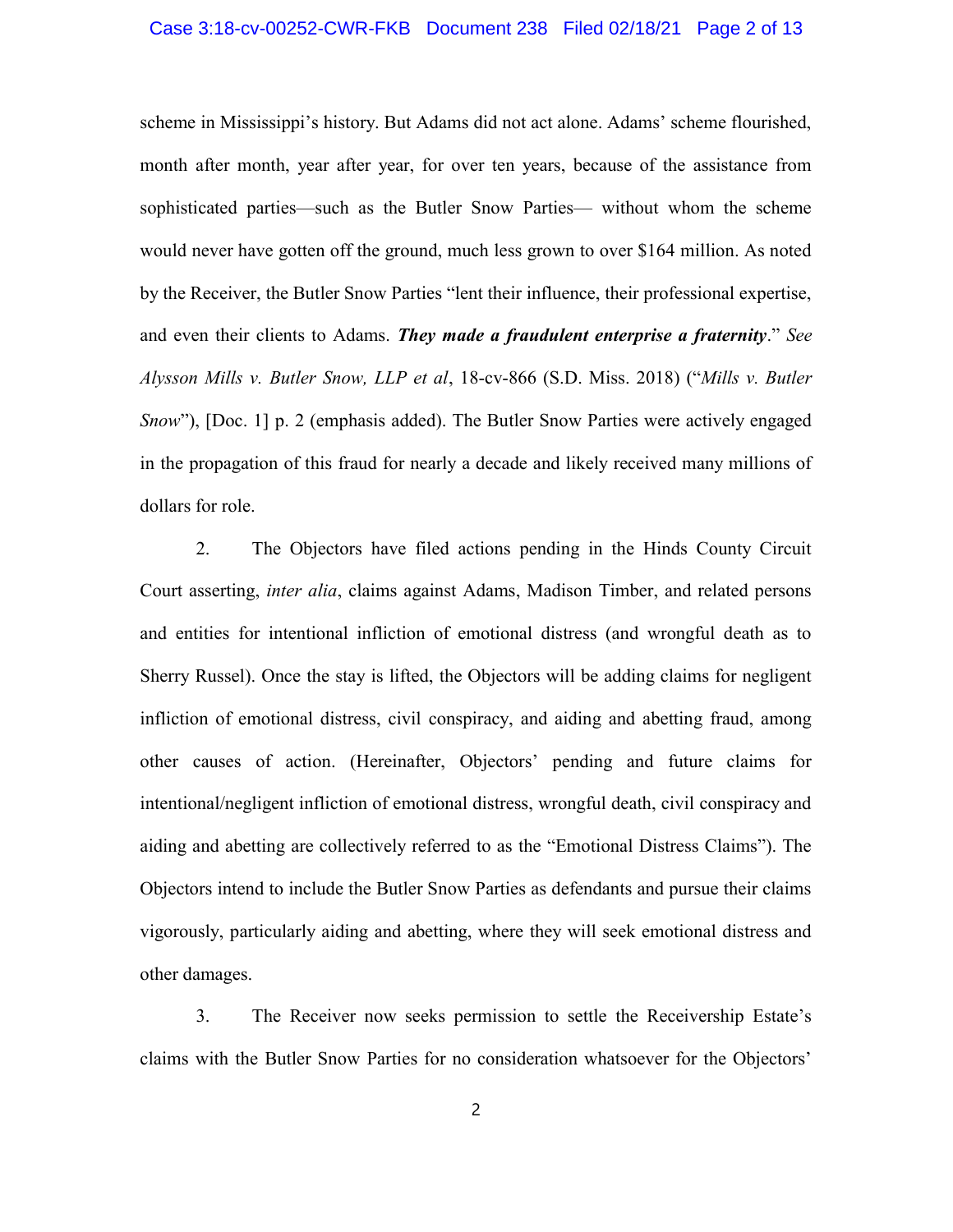scheme in Mississippi's history. But Adams did not act alone. Adams' scheme flourished, month after month, year after year, for over ten years, because of the assistance from sophisticated parties—such as the Butler Snow Parties— without whom the scheme would never have gotten off the ground, much less grown to over $164 million. As noted by the Receiver, the Butler Snow Parties "lent their influence, their professional expertise, and even their clients to Adams. ***They made a fraudulent enterprise a fraternity***." *See Alysson Mills v. Butler Snow, LLP et al*, 18-cv-866 (S.D. Miss. 2018) ("*Mills v. Butler Snow*"), [Doc. 1] p. 2 (emphasis added). The Butler Snow Parties were actively engaged in the propagation of this fraud for nearly a decade and likely received many millions of dollars for role.

2. The Objectors have filed actions pending in the Hinds County Circuit Court asserting, *inter alia*, claims against Adams, Madison Timber, and related persons and entities for intentional infliction of emotional distress (and wrongful death as to Sherry Russel). Once the stay is lifted, the Objectors will be adding claims for negligent infliction of emotional distress, civil conspiracy, and aiding and abetting fraud, among other causes of action. (Hereinafter, Objectors' pending and future claims for intentional/negligent infliction of emotional distress, wrongful death, civil conspiracy and aiding and abetting are collectively referred to as the "Emotional Distress Claims"). The Objectors intend to include the Butler Snow Parties as defendants and pursue their claims vigorously, particularly aiding and abetting, where they will seek emotional distress and other damages.

3. The Receiver now seeks permission to settle the Receivership Estate's claims with the Butler Snow Parties for no consideration whatsoever for the Objectors'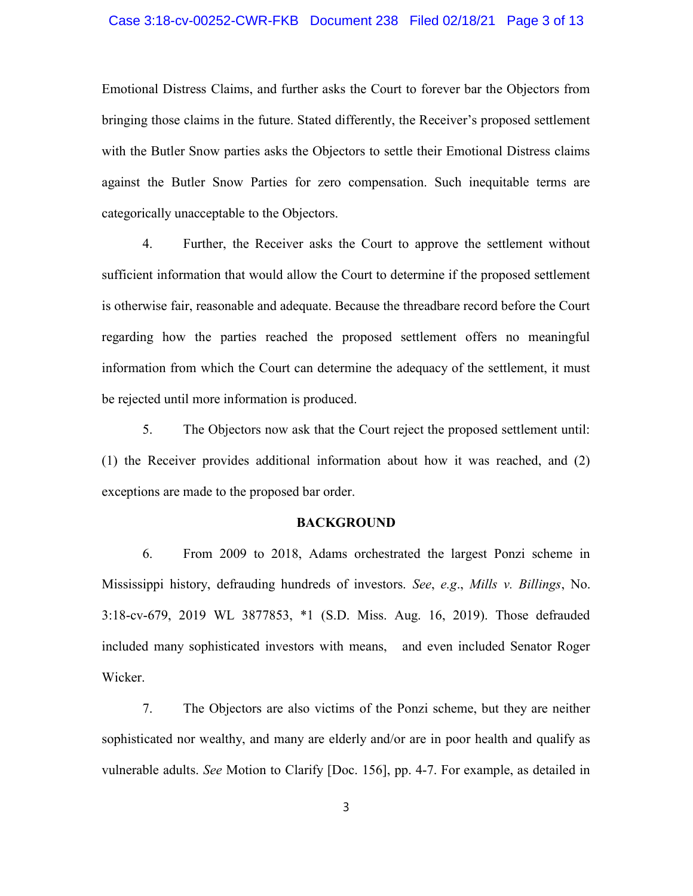Emotional Distress Claims, and further asks the Court to forever bar the Objectors from bringing those claims in the future. Stated differently, the Receiver's proposed settlement with the Butler Snow parties asks the Objectors to settle their Emotional Distress claims against the Butler Snow Parties for zero compensation. Such inequitable terms are categorically unacceptable to the Objectors.

4. Further, the Receiver asks the Court to approve the settlement without sufficient information that would allow the Court to determine if the proposed settlement is otherwise fair, reasonable and adequate. Because the threadbare record before the Court regarding how the parties reached the proposed settlement offers no meaningful information from which the Court can determine the adequacy of the settlement, it must be rejected until more information is produced.

5. The Objectors now ask that the Court reject the proposed settlement until: (1) the Receiver provides additional information about how it was reached, and (2) exceptions are made to the proposed bar order.

## BACKGROUND

6. From 2009 to 2018, Adams orchestrated the largest Ponzi scheme in Mississippi history, defrauding hundreds of investors. *See*, *e.g*., *Mills v. Billings*, No. 3:18-cv-679, 2019 WL 3877853, *1 (S.D. Miss. Aug. 16, 2019). Those defrauded included many sophisticated investors with means, and even included Senator Roger Wicker.

7. The Objectors are also victims of the Ponzi scheme, but they are neither sophisticated nor wealthy, and many are elderly and/or are in poor health and qualify as vulnerable adults. *See* Motion to Clarify [Doc. 156], pp. 4-7. For example, as detailed in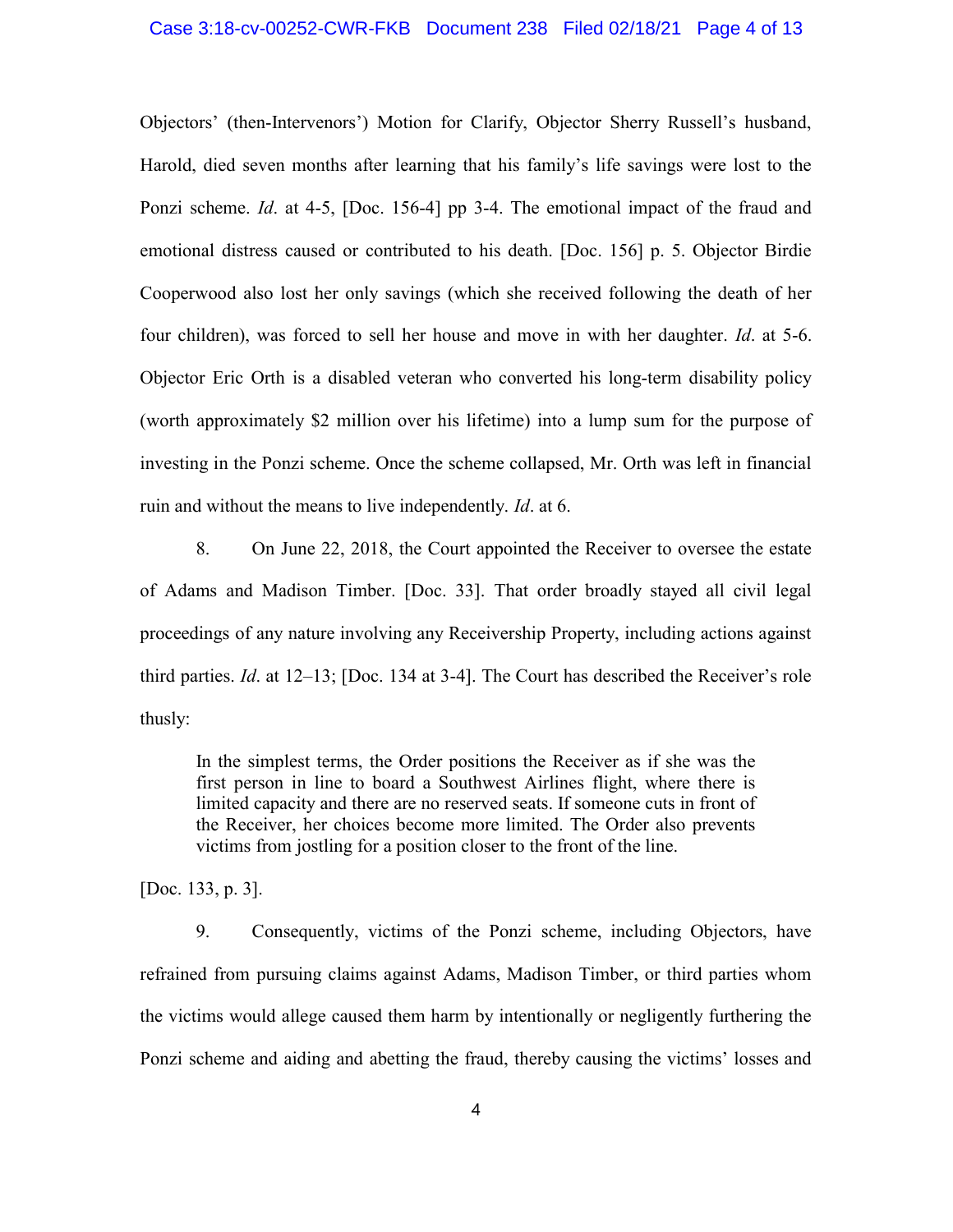Objectors' (then-Intervenors') Motion for Clarify, Objector Sherry Russell's husband, Harold, died seven months after learning that his family's life savings were lost to the Ponzi scheme. *Id*. at 4-5, [Doc. 156-4] pp 3-4. The emotional impact of the fraud and emotional distress caused or contributed to his death. [Doc. 156] p. 5. Objector Birdie Cooperwood also lost her only savings (which she received following the death of her four children), was forced to sell her house and move in with her daughter. *Id*. at 5-6. Objector Eric Orth is a disabled veteran who converted his long-term disability policy (worth approximately $2 million over his lifetime) into a lump sum for the purpose of investing in the Ponzi scheme. Once the scheme collapsed, Mr. Orth was left in financial ruin and without the means to live independently. *Id*. at 6.

8. On June 22, 2018, the Court appointed the Receiver to oversee the estate of Adams and Madison Timber. [Doc. 33]. That order broadly stayed all civil legal proceedings of any nature involving any Receivership Property, including actions against third parties. *Id*. at 12–13; [Doc. 134 at 3-4]. The Court has described the Receiver's role thusly:

> In the simplest terms, the Order positions the Receiver as if she was the first person in line to board a Southwest Airlines flight, where there is limited capacity and there are no reserved seats. If someone cuts in front of the Receiver, her choices become more limited. The Order also prevents victims from jostling for a position closer to the front of the line.

[Doc. 133, p. 3].

9. Consequently, victims of the Ponzi scheme, including Objectors, have refrained from pursuing claims against Adams, Madison Timber, or third parties whom the victims would allege caused them harm by intentionally or negligently furthering the Ponzi scheme and aiding and abetting the fraud, thereby causing the victims' losses and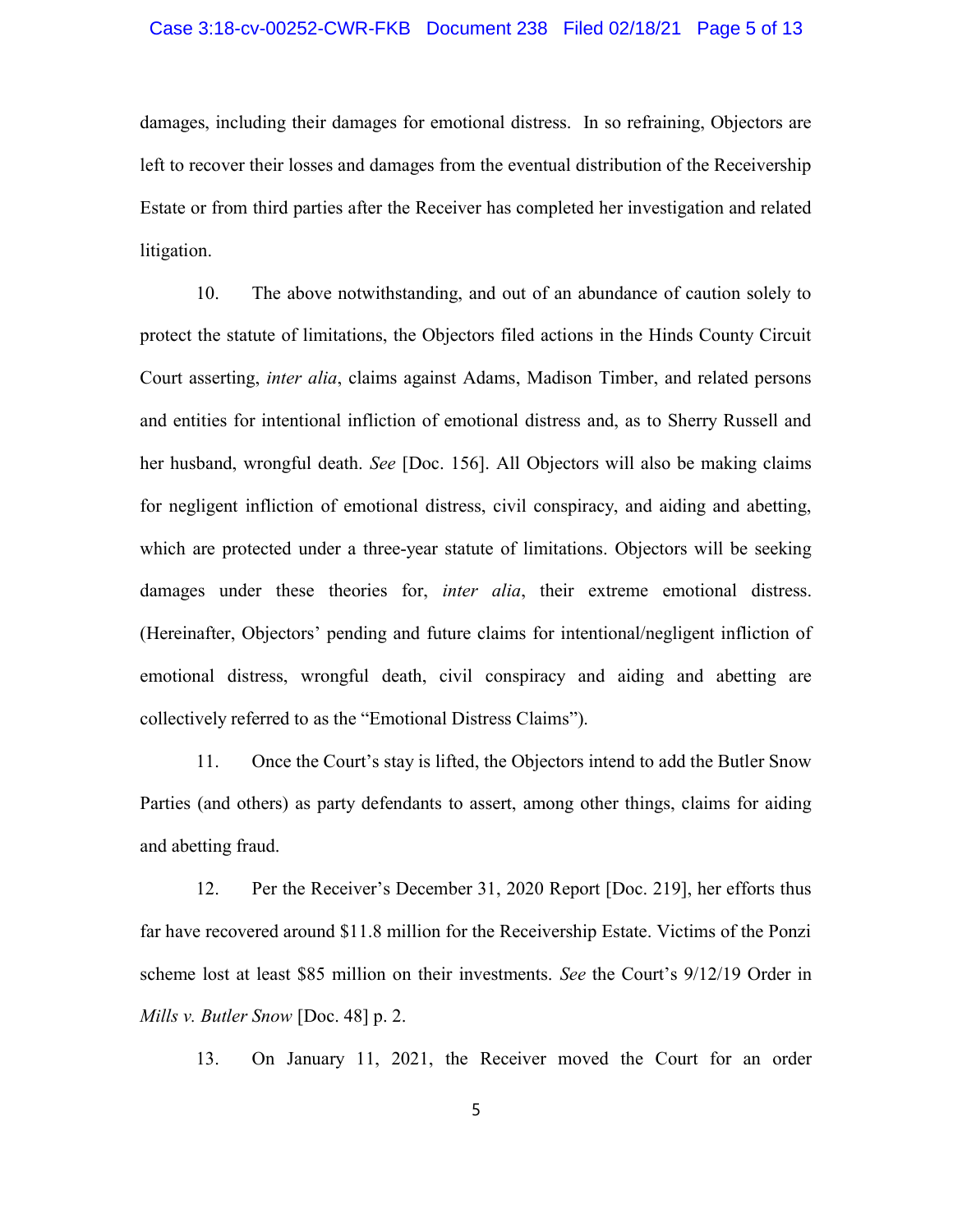damages, including their damages for emotional distress. In so refraining, Objectors are left to recover their losses and damages from the eventual distribution of the Receivership Estate or from third parties after the Receiver has completed her investigation and related litigation.

10. The above notwithstanding, and out of an abundance of caution solely to protect the statute of limitations, the Objectors filed actions in the Hinds County Circuit Court asserting, *inter alia*, claims against Adams, Madison Timber, and related persons and entities for intentional infliction of emotional distress and, as to Sherry Russell and her husband, wrongful death. *See* [Doc. 156]. All Objectors will also be making claims for negligent infliction of emotional distress, civil conspiracy, and aiding and abetting, which are protected under a three-year statute of limitations. Objectors will be seeking damages under these theories for, *inter alia*, their extreme emotional distress. (Hereinafter, Objectors' pending and future claims for intentional/negligent infliction of emotional distress, wrongful death, civil conspiracy and aiding and abetting are collectively referred to as the "Emotional Distress Claims").

11. Once the Court's stay is lifted, the Objectors intend to add the Butler Snow Parties (and others) as party defendants to assert, among other things, claims for aiding and abetting fraud.

12. Per the Receiver's December 31, 2020 Report [Doc. 219], her efforts thus far have recovered around $11.8 million for the Receivership Estate. Victims of the Ponzi scheme lost at least $85 million on their investments. *See* the Court's 9/12/19 Order in *Mills v. Butler Snow* [Doc. 48] p. 2.

13. On January 11, 2021, the Receiver moved the Court for an order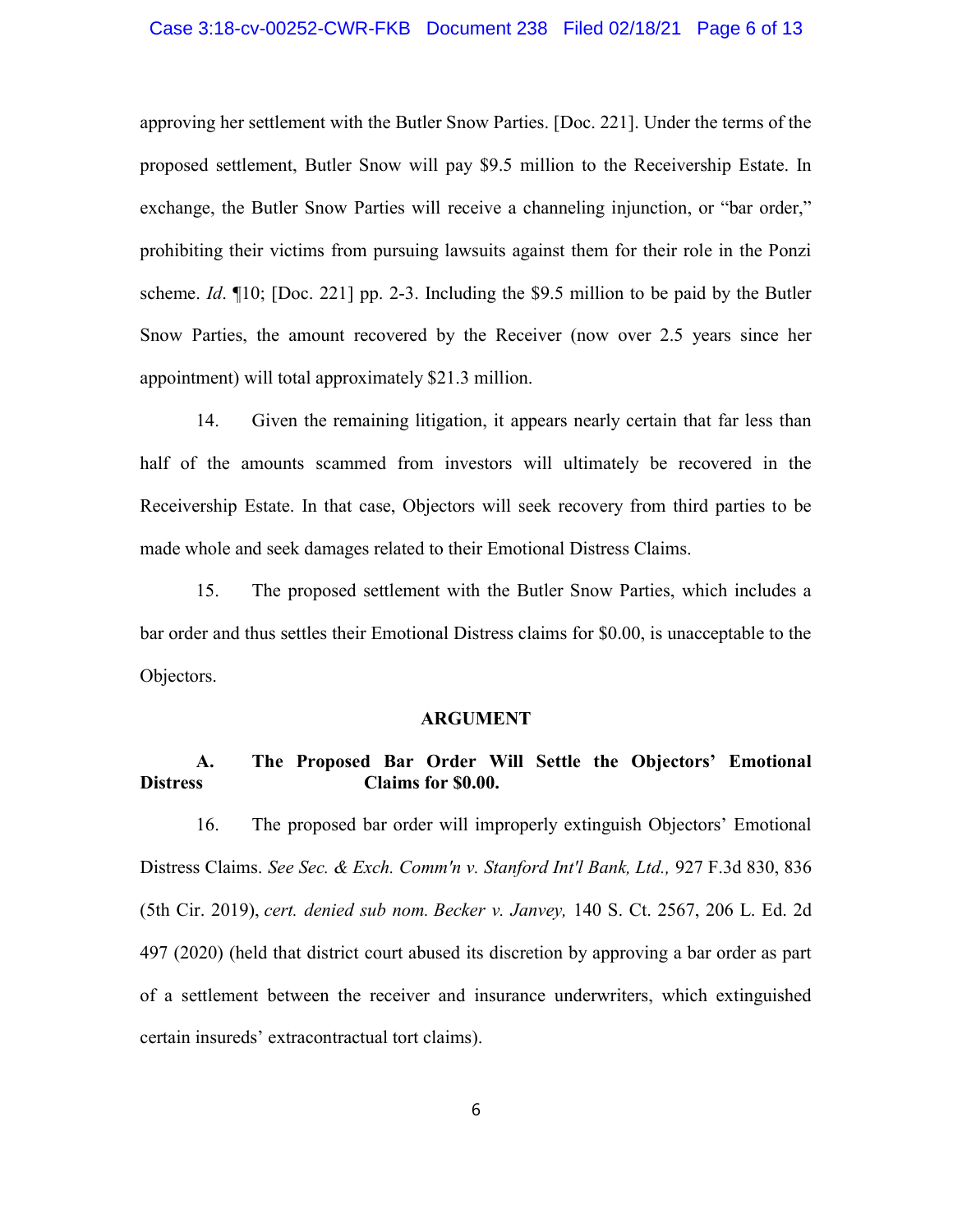approving her settlement with the Butler Snow Parties. [Doc. 221]. Under the terms of the proposed settlement, Butler Snow will pay $9.5 million to the Receivership Estate. In exchange, the Butler Snow Parties will receive a channeling injunction, or "bar order," prohibiting their victims from pursuing lawsuits against them for their role in the Ponzi scheme. *Id*. ¶10; [Doc. 221] pp. 2-3. Including the $9.5 million to be paid by the Butler Snow Parties, the amount recovered by the Receiver (now over 2.5 years since her appointment) will total approximately $21.3 million.

14. Given the remaining litigation, it appears nearly certain that far less than half of the amounts scammed from investors will ultimately be recovered in the Receivership Estate. In that case, Objectors will seek recovery from third parties to be made whole and seek damages related to their Emotional Distress Claims.

15. The proposed settlement with the Butler Snow Parties, which includes a bar order and thus settles their Emotional Distress claims for $0.00, is unacceptable to the Objectors.

## ARGUMENT

### A. The Proposed Bar Order Will Settle the Objectors' Emotional Distress Claims for $0.00.

16. The proposed bar order will improperly extinguish Objectors' Emotional Distress Claims. *See Sec. & Exch. Comm'n v. Stanford Int'l Bank, Ltd.,* 927 F.3d 830, 836 (5th Cir. 2019), *cert. denied sub nom. Becker v. Janvey,* 140 S. Ct. 2567, 206 L. Ed. 2d 497 (2020) (held that district court abused its discretion by approving a bar order as part of a settlement between the receiver and insurance underwriters, which extinguished certain insureds' extracontractual tort claims).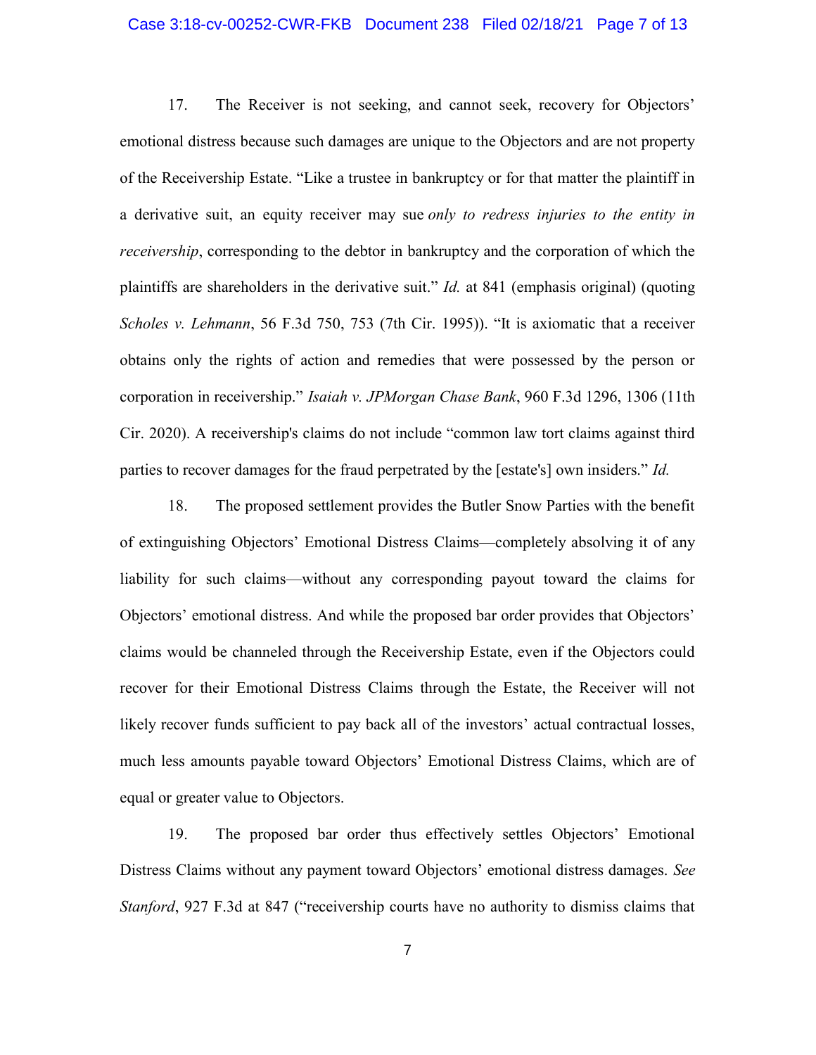17. The Receiver is not seeking, and cannot seek, recovery for Objectors' emotional distress because such damages are unique to the Objectors and are not property of the Receivership Estate. "Like a trustee in bankruptcy or for that matter the plaintiff in a derivative suit, an equity receiver may sue *only to redress injuries to the entity in receivership*, corresponding to the debtor in bankruptcy and the corporation of which the plaintiffs are shareholders in the derivative suit." *Id.* at 841 (emphasis original) (quoting *Scholes v. Lehmann*, 56 F.3d 750, 753 (7th Cir. 1995)). "It is axiomatic that a receiver obtains only the rights of action and remedies that were possessed by the person or corporation in receivership." *Isaiah v. JPMorgan Chase Bank*, 960 F.3d 1296, 1306 (11th Cir. 2020). A receivership's claims do not include "common law tort claims against third parties to recover damages for the fraud perpetrated by the [estate's] own insiders." *Id.*

18. The proposed settlement provides the Butler Snow Parties with the benefit of extinguishing Objectors' Emotional Distress Claims—completely absolving it of any liability for such claims—without any corresponding payout toward the claims for Objectors' emotional distress. And while the proposed bar order provides that Objectors' claims would be channeled through the Receivership Estate, even if the Objectors could recover for their Emotional Distress Claims through the Estate, the Receiver will not likely recover funds sufficient to pay back all of the investors' actual contractual losses, much less amounts payable toward Objectors' Emotional Distress Claims, which are of equal or greater value to Objectors.

19. The proposed bar order thus effectively settles Objectors' Emotional Distress Claims without any payment toward Objectors' emotional distress damages. *See Stanford*, 927 F.3d at 847 ("receivership courts have no authority to dismiss claims that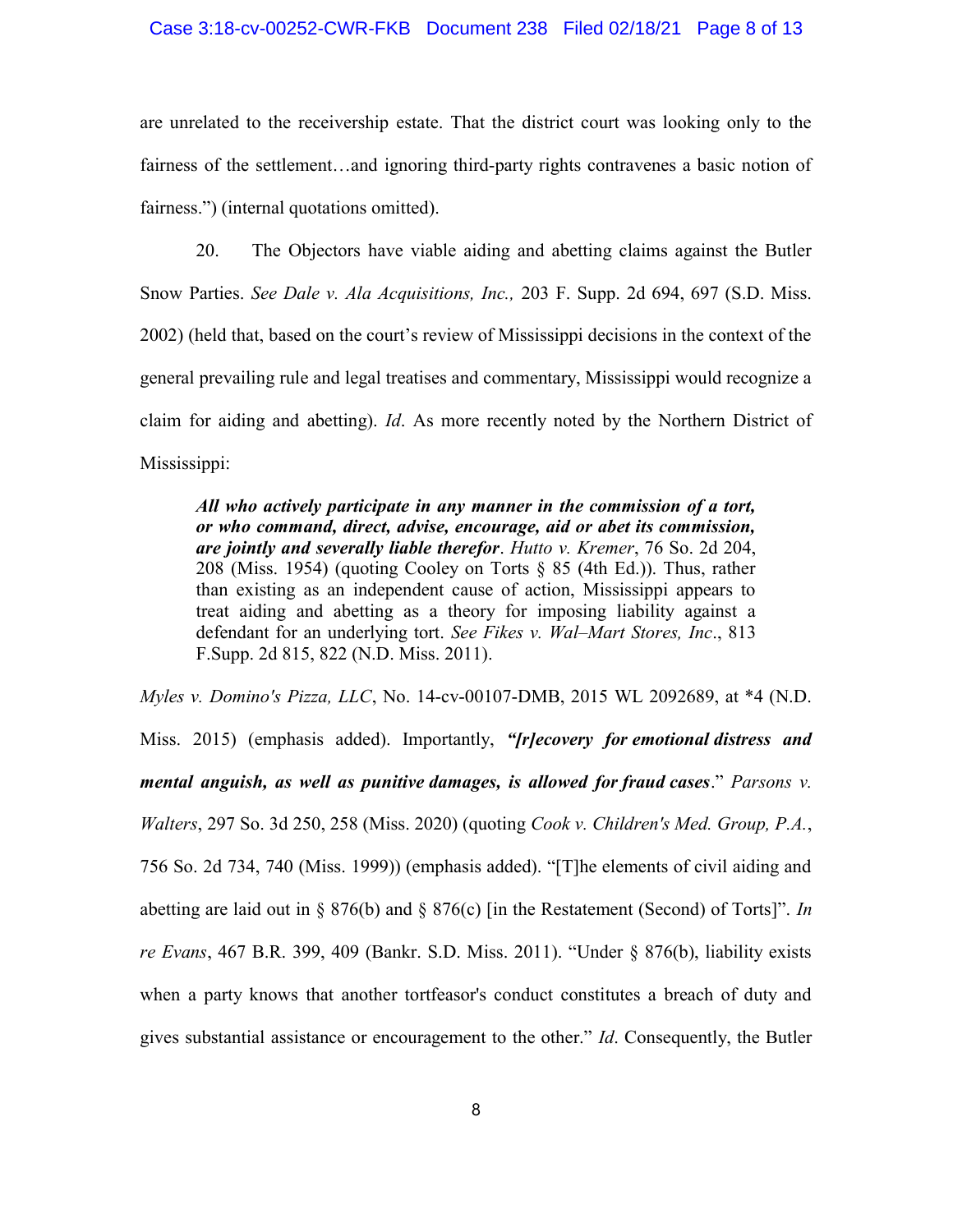are unrelated to the receivership estate. That the district court was looking only to the fairness of the settlement…and ignoring third-party rights contravenes a basic notion of fairness.") (internal quotations omitted).

20. The Objectors have viable aiding and abetting claims against the Butler Snow Parties. *See Dale v. Ala Acquisitions, Inc.,* 203 F. Supp. 2d 694, 697 (S.D. Miss. 2002) (held that, based on the court's review of Mississippi decisions in the context of the general prevailing rule and legal treatises and commentary, Mississippi would recognize a claim for aiding and abetting). *Id*. As more recently noted by the Northern District of Mississippi:

> ***All who actively participate in any manner in the commission of a tort, or who command, direct, advise, encourage, aid or abet its commission, are jointly and severally liable therefor***. *Hutto v. Kremer*, 76 So. 2d 204, 208 (Miss. 1954) (quoting Cooley on Torts § 85 (4th Ed.)). Thus, rather than existing as an independent cause of action, Mississippi appears to treat aiding and abetting as a theory for imposing liability against a defendant for an underlying tort. *See Fikes v. Wal–Mart Stores, Inc*., 813 F.Supp. 2d 815, 822 (N.D. Miss. 2011).

*Myles v. Domino's Pizza, LLC*, No. 14-cv-00107-DMB, 2015 WL 2092689, at *4 (N.D. Miss. 2015) (emphasis added). Importantly, ***"[r]ecovery for emotional distress and mental anguish, as well as punitive damages, is allowed for fraud cases***." *Parsons v. Walters*, 297 So. 3d 250, 258 (Miss. 2020) (quoting *Cook v. Children's Med. Group, P.A.*, 756 So. 2d 734, 740 (Miss. 1999)) (emphasis added). "[T]he elements of civil aiding and abetting are laid out in § 876(b) and § 876(c) [in the Restatement (Second) of Torts]". *In re Evans*, 467 B.R. 399, 409 (Bankr. S.D. Miss. 2011). "Under § 876(b), liability exists when a party knows that another tortfeasor's conduct constitutes a breach of duty and gives substantial assistance or encouragement to the other." *Id*. Consequently, the Butler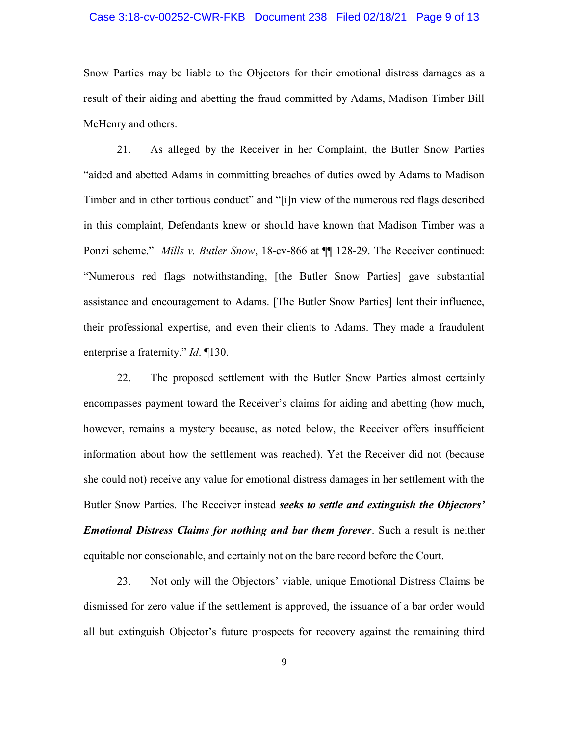Snow Parties may be liable to the Objectors for their emotional distress damages as a result of their aiding and abetting the fraud committed by Adams, Madison Timber Bill McHenry and others.

21. As alleged by the Receiver in her Complaint, the Butler Snow Parties "aided and abetted Adams in committing breaches of duties owed by Adams to Madison Timber and in other tortious conduct" and "[i]n view of the numerous red flags described in this complaint, Defendants knew or should have known that Madison Timber was a Ponzi scheme." *Mills v. Butler Snow*, 18-cv-866 at ¶¶ 128-29. The Receiver continued: "Numerous red flags notwithstanding, [the Butler Snow Parties] gave substantial assistance and encouragement to Adams. [The Butler Snow Parties] lent their influence, their professional expertise, and even their clients to Adams. They made a fraudulent enterprise a fraternity." *Id*. ¶130.

22. The proposed settlement with the Butler Snow Parties almost certainly encompasses payment toward the Receiver's claims for aiding and abetting (how much, however, remains a mystery because, as noted below, the Receiver offers insufficient information about how the settlement was reached). Yet the Receiver did not (because she could not) receive any value for emotional distress damages in her settlement with the Butler Snow Parties. The Receiver instead ***seeks to settle and extinguish the Objectors' Emotional Distress Claims for nothing and bar them forever***. Such a result is neither equitable nor conscionable, and certainly not on the bare record before the Court.

23. Not only will the Objectors' viable, unique Emotional Distress Claims be dismissed for zero value if the settlement is approved, the issuance of a bar order would all but extinguish Objector's future prospects for recovery against the remaining third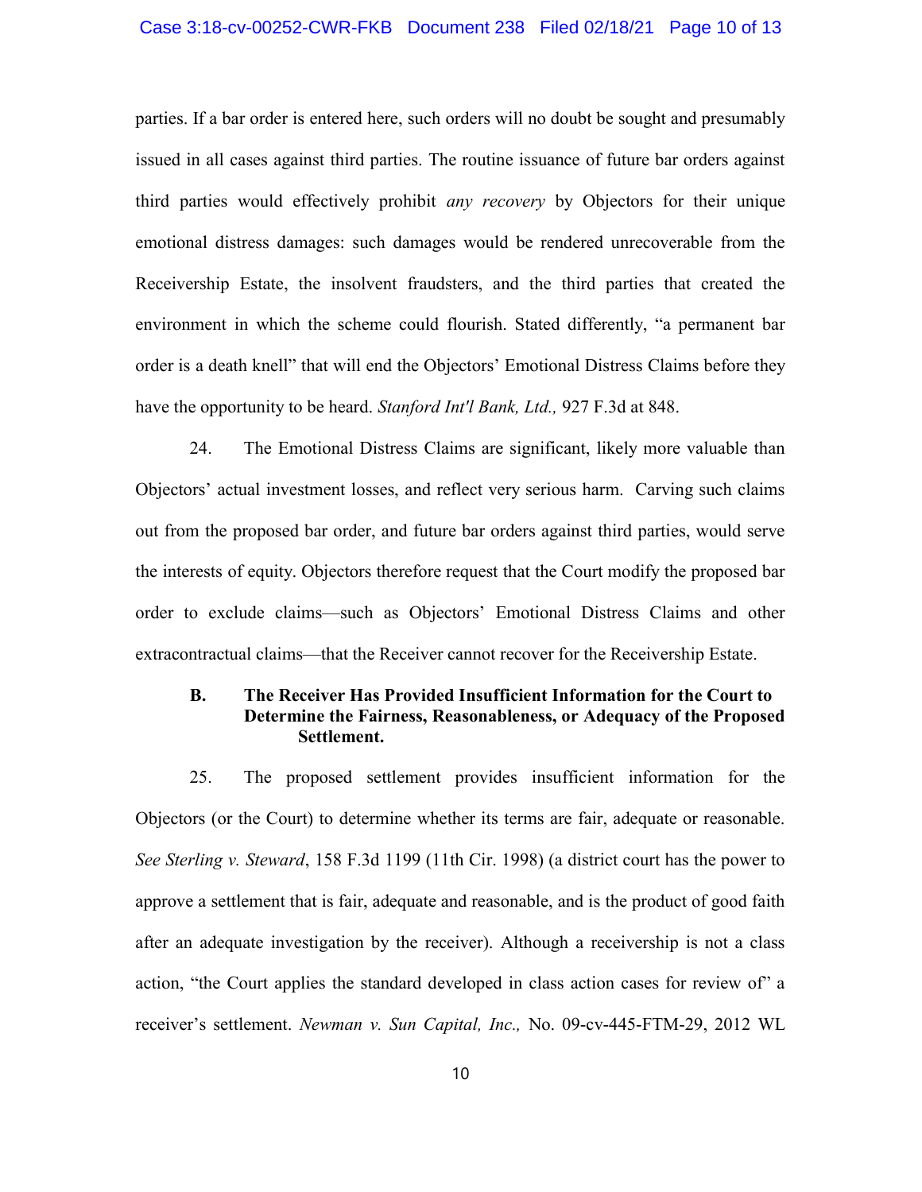parties. If a bar order is entered here, such orders will no doubt be sought and presumably issued in all cases against third parties. The routine issuance of future bar orders against third parties would effectively prohibit *any recovery* by Objectors for their unique emotional distress damages: such damages would be rendered unrecoverable from the Receivership Estate, the insolvent fraudsters, and the third parties that created the environment in which the scheme could flourish. Stated differently, "a permanent bar order is a death knell" that will end the Objectors' Emotional Distress Claims before they have the opportunity to be heard. *Stanford Int'l Bank, Ltd.,* 927 F.3d at 848.

24. The Emotional Distress Claims are significant, likely more valuable than Objectors' actual investment losses, and reflect very serious harm. Carving such claims out from the proposed bar order, and future bar orders against third parties, would serve the interests of equity. Objectors therefore request that the Court modify the proposed bar order to exclude claims—such as Objectors' Emotional Distress Claims and other extracontractual claims—that the Receiver cannot recover for the Receivership Estate.

### B. The Receiver Has Provided Insufficient Information for the Court to Determine the Fairness, Reasonableness, or Adequacy of the Proposed Settlement.

25. The proposed settlement provides insufficient information for the Objectors (or the Court) to determine whether its terms are fair, adequate or reasonable. *See Sterling v. Steward*, 158 F.3d 1199 (11th Cir. 1998) (a district court has the power to approve a settlement that is fair, adequate and reasonable, and is the product of good faith after an adequate investigation by the receiver). Although a receivership is not a class action, "the Court applies the standard developed in class action cases for review of" a receiver's settlement. *Newman v. Sun Capital, Inc.,* No. 09-cv-445-FTM-29, 2012 WL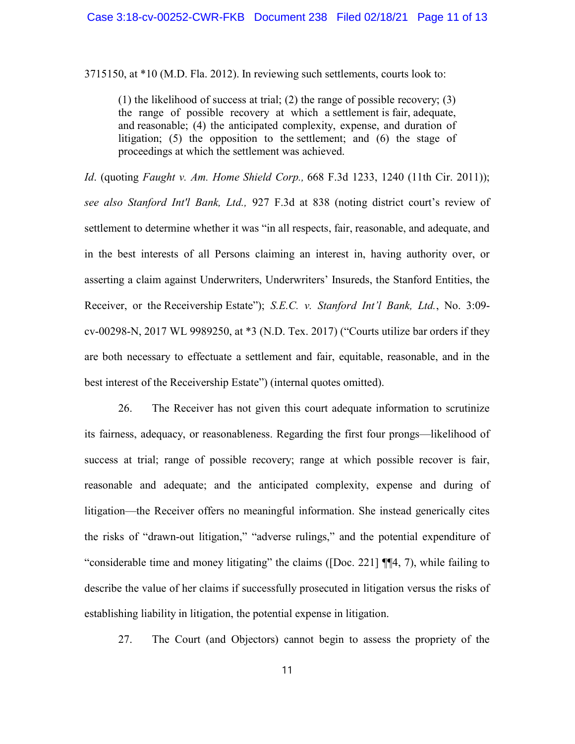3715150, at *10 (M.D. Fla. 2012). In reviewing such settlements, courts look to:

> (1) the likelihood of success at trial; (2) the range of possible recovery; (3) the range of possible recovery at which a settlement is fair, adequate, and reasonable; (4) the anticipated complexity, expense, and duration of litigation; (5) the opposition to the settlement; and (6) the stage of proceedings at which the settlement was achieved.

*Id*. (quoting *Faught v. Am. Home Shield Corp.,* 668 F.3d 1233, 1240 (11th Cir. 2011)); *see also Stanford Int'l Bank, Ltd.,* 927 F.3d at 838 (noting district court's review of settlement to determine whether it was "in all respects, fair, reasonable, and adequate, and in the best interests of all Persons claiming an interest in, having authority over, or asserting a claim against Underwriters, Underwriters' Insureds, the Stanford Entities, the Receiver, or the Receivership Estate"); *S.E.C. v. Stanford Int'l Bank, Ltd.*, No. 3:09-cv-00298-N, 2017 WL 9989250, at *3 (N.D. Tex. 2017) ("Courts utilize bar orders if they are both necessary to effectuate a settlement and fair, equitable, reasonable, and in the best interest of the Receivership Estate") (internal quotes omitted).

26. The Receiver has not given this court adequate information to scrutinize its fairness, adequacy, or reasonableness. Regarding the first four prongs—likelihood of success at trial; range of possible recovery; range at which possible recover is fair, reasonable and adequate; and the anticipated complexity, expense and during of litigation—the Receiver offers no meaningful information. She instead generically cites the risks of "drawn-out litigation," "adverse rulings," and the potential expenditure of "considerable time and money litigating" the claims ([Doc. 221] ¶¶4, 7), while failing to describe the value of her claims if successfully prosecuted in litigation versus the risks of establishing liability in litigation, the potential expense in litigation.

27. The Court (and Objectors) cannot begin to assess the propriety of the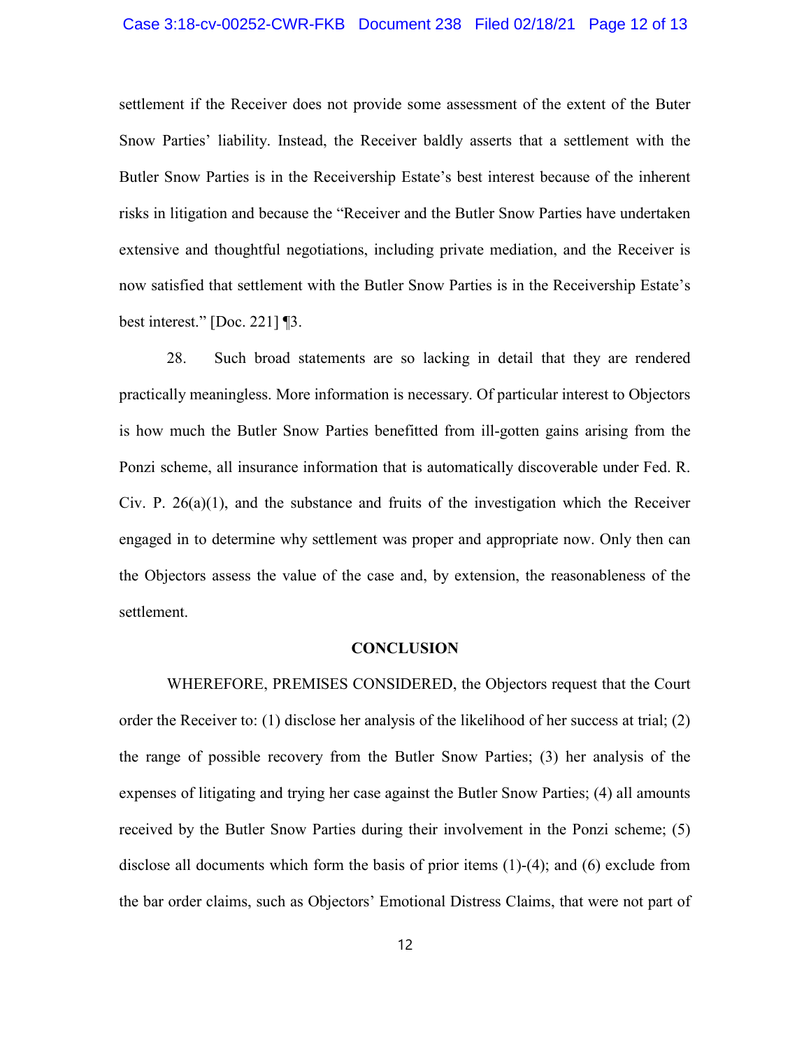settlement if the Receiver does not provide some assessment of the extent of the Buter Snow Parties' liability. Instead, the Receiver baldly asserts that a settlement with the Butler Snow Parties is in the Receivership Estate's best interest because of the inherent risks in litigation and because the "Receiver and the Butler Snow Parties have undertaken extensive and thoughtful negotiations, including private mediation, and the Receiver is now satisfied that settlement with the Butler Snow Parties is in the Receivership Estate's best interest." [Doc. 221] ¶3.

28. Such broad statements are so lacking in detail that they are rendered practically meaningless. More information is necessary. Of particular interest to Objectors is how much the Butler Snow Parties benefitted from ill-gotten gains arising from the Ponzi scheme, all insurance information that is automatically discoverable under Fed. R. Civ. P. 26(a)(1), and the substance and fruits of the investigation which the Receiver engaged in to determine why settlement was proper and appropriate now. Only then can the Objectors assess the value of the case and, by extension, the reasonableness of the settlement.

## CONCLUSION

WHEREFORE, PREMISES CONSIDERED, the Objectors request that the Court order the Receiver to: (1) disclose her analysis of the likelihood of her success at trial; (2) the range of possible recovery from the Butler Snow Parties; (3) her analysis of the expenses of litigating and trying her case against the Butler Snow Parties; (4) all amounts received by the Butler Snow Parties during their involvement in the Ponzi scheme; (5) disclose all documents which form the basis of prior items (1)-(4); and (6) exclude from the bar order claims, such as Objectors' Emotional Distress Claims, that were not part of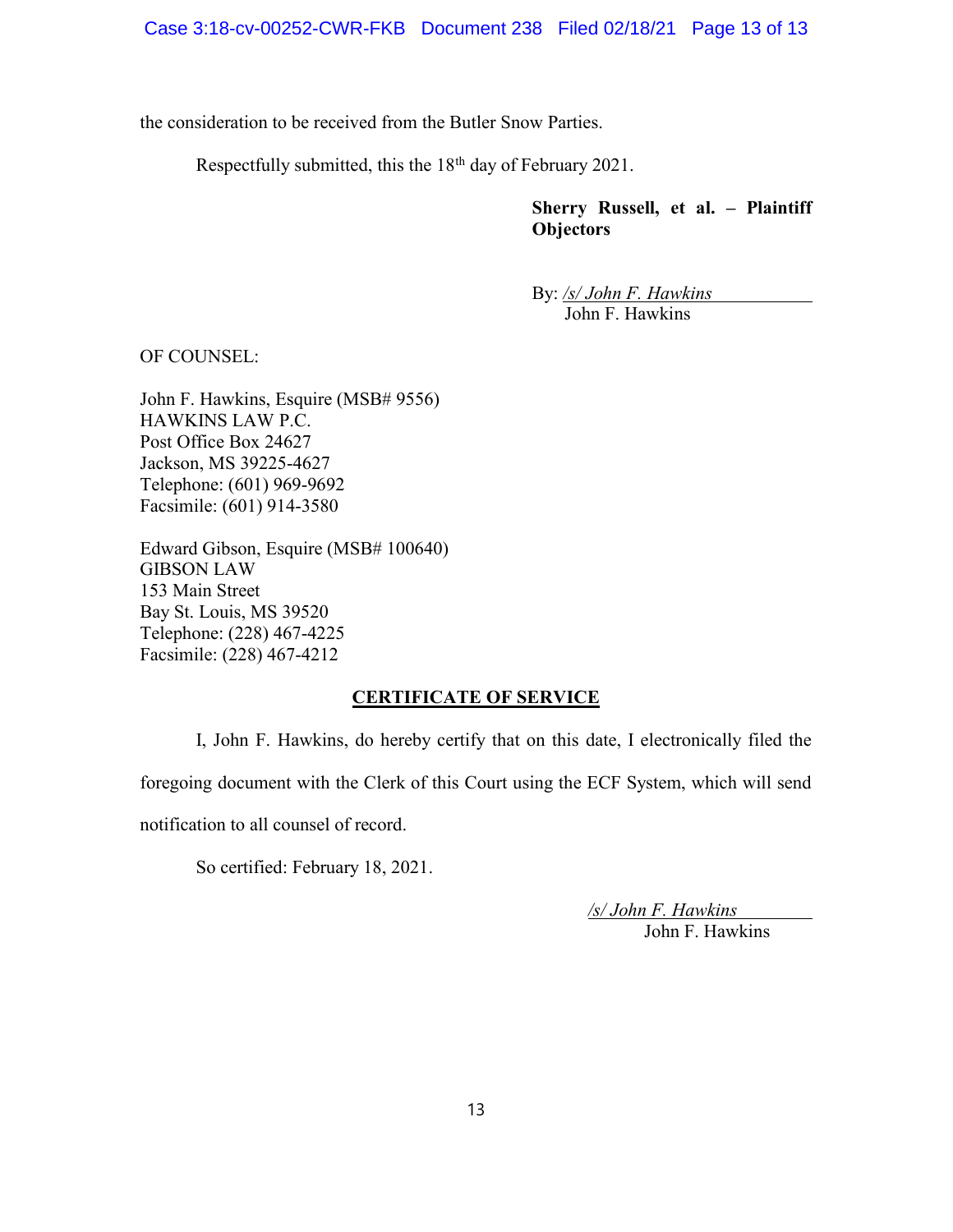the consideration to be received from the Butler Snow Parties.

Respectfully submitted, this the 18th day of February 2021.

**Sherry Russell, et al. – Plaintiff Objectors**

By: */s/ John F. Hawkins*
John F. Hawkins

OF COUNSEL:

John F. Hawkins, Esquire (MSB# 9556)
HAWKINS LAW P.C.
Post Office Box 24627
Jackson, MS 39225-4627
Telephone: (601) 969-9692
Facsimile: (601) 914-3580

Edward Gibson, Esquire (MSB# 100640)
GIBSON LAW
153 Main Street
Bay St. Louis, MS 39520
Telephone: (228) 467-4225
Facsimile: (228) 467-4212

## CERTIFICATE OF SERVICE

I, John F. Hawkins, do hereby certify that on this date, I electronically filed the foregoing document with the Clerk of this Court using the ECF System, which will send notification to all counsel of record.

So certified: February 18, 2021.

*/s/ John F. Hawkins*
John F. Hawkins